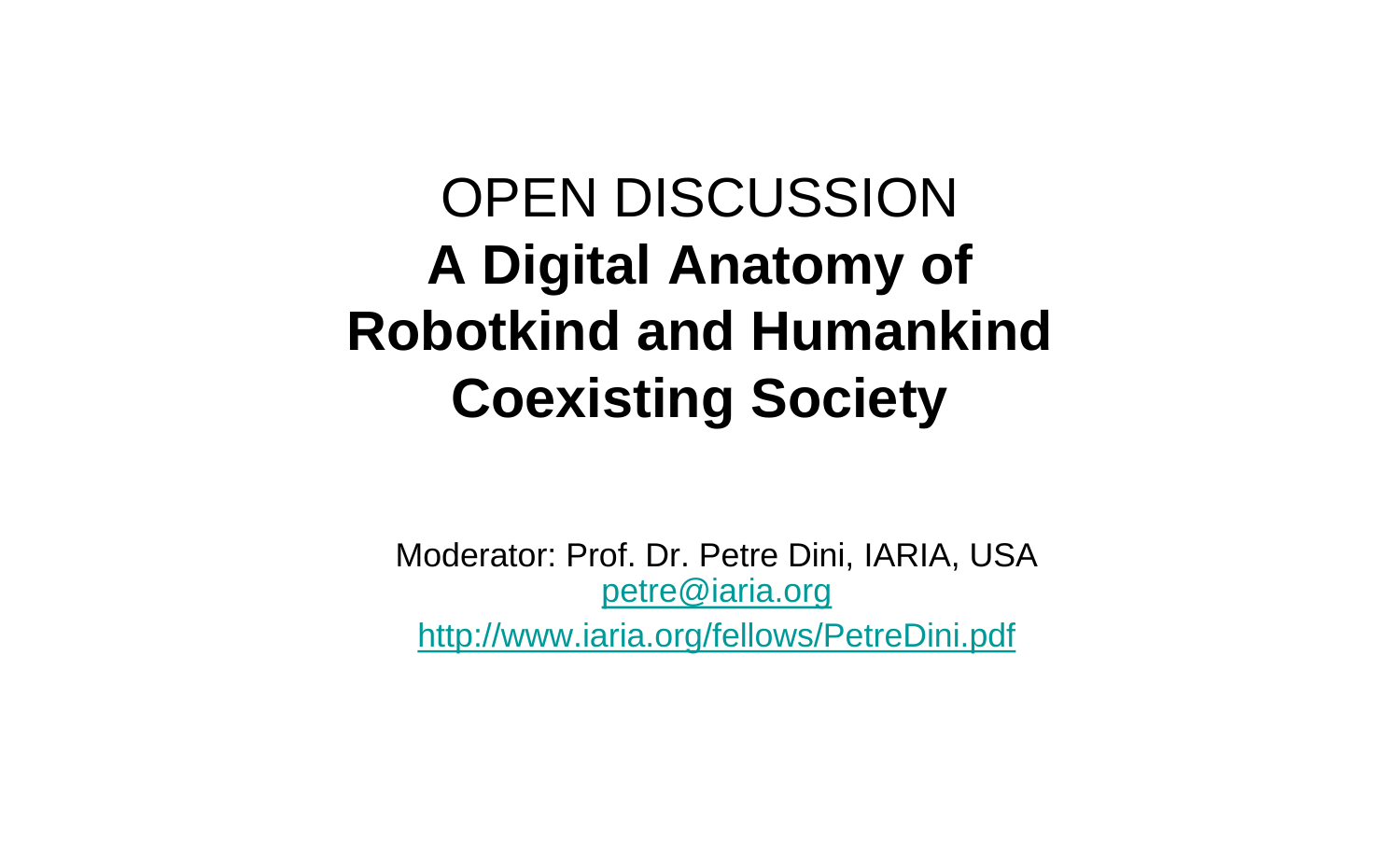OPEN DISCUSSION

# A Digital Anatomy of Robotkind and Humankind Coexisting Society

Moderator: Prof. Dr. Petre Dini, IARIA, USA

petre@iaria.org

http://www.iaria.org/fellows/PetreDini.pdf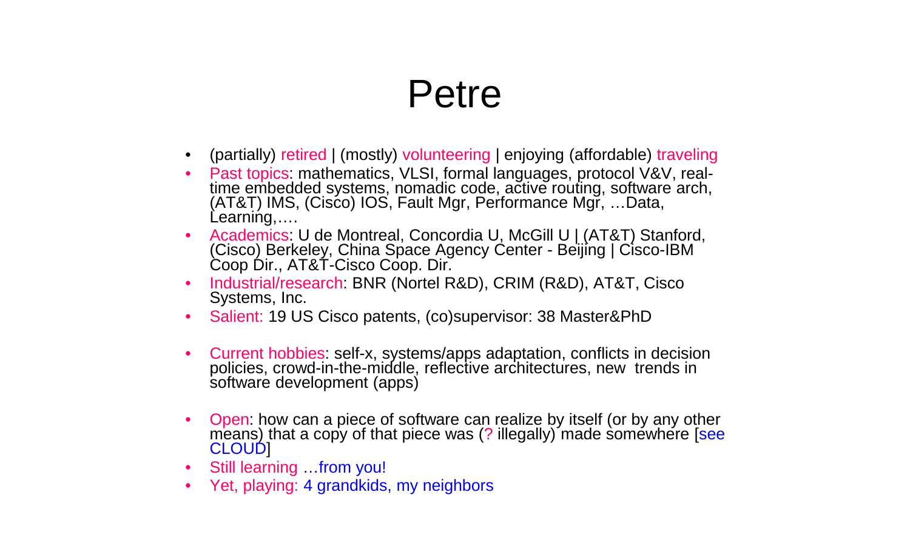# Petre

- (partially) retired | (mostly) volunteering | enjoying (affordable) traveling
- Past topics: mathematics, VLSI, formal languages, protocol V&V, real-time embedded systems, nomadic code, active routing, software arch, (AT&T) IMS, (Cisco) IOS, Fault Mgr, Performance Mgr, …Data, Learning,….
- Academics: U de Montreal, Concordia U, McGill U | (AT&T) Stanford, (Cisco) Berkeley, China Space Agency Center - Beijing | Cisco-IBM Coop Dir., AT&T-Cisco Coop. Dir.
- Industrial/research: BNR (Nortel R&D), CRIM (R&D), AT&T, Cisco Systems, Inc.
- Salient: 19 US Cisco patents, (co)supervisor: 38 Master&PhD
- Current hobbies: self-x, systems/apps adaptation, conflicts in decision policies, crowd-in-the-middle, reflective architectures, new trends in software development (apps)
- Open: how can a piece of software can realize by itself (or by any other means) that a copy of that piece was (? illegally) made somewhere [see CLOUD]
- Still learning …from you!
- Yet, playing: 4 grandkids, my neighbors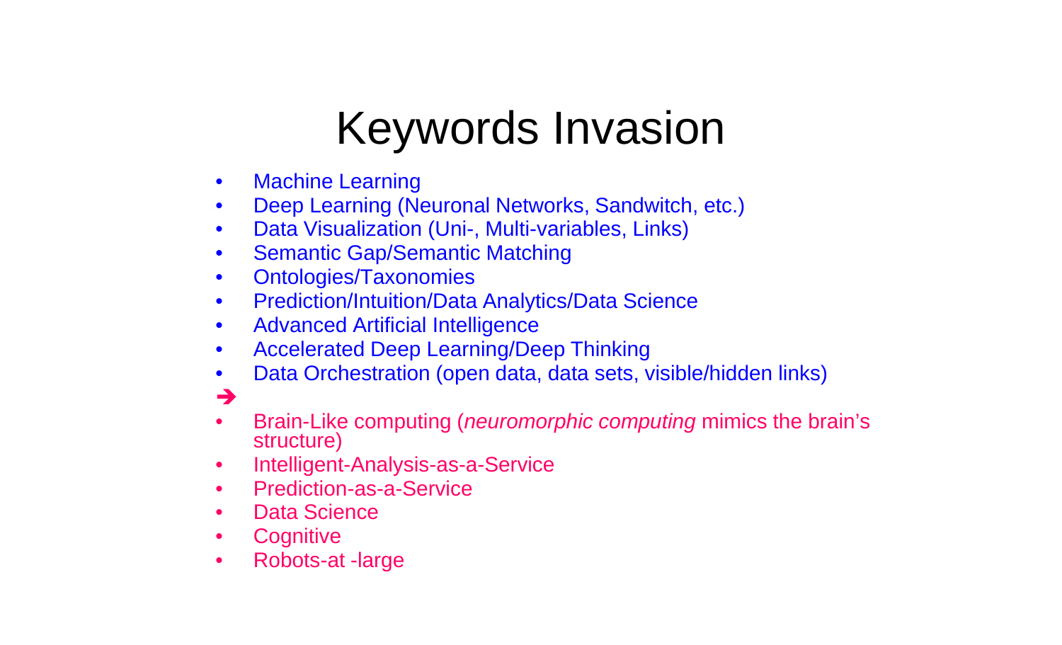# Keywords Invasion

- Machine Learning
- Deep Learning (Neuronal Networks, Sandwitch, etc.)
- Data Visualization (Uni-, Multi-variables, Links)
- Semantic Gap/Semantic Matching
- Ontologies/Taxonomies
- Prediction/Intuition/Data Analytics/Data Science
- Advanced Artificial Intelligence
- Accelerated Deep Learning/Deep Thinking
- Data Orchestration (open data, data sets, visible/hidden links)

➔

- Brain-Like computing (*neuromorphic computing* mimics the brain's structure)
- Intelligent-Analysis-as-a-Service
- Prediction-as-a-Service
- Data Science
- Cognitive
- Robots-at -large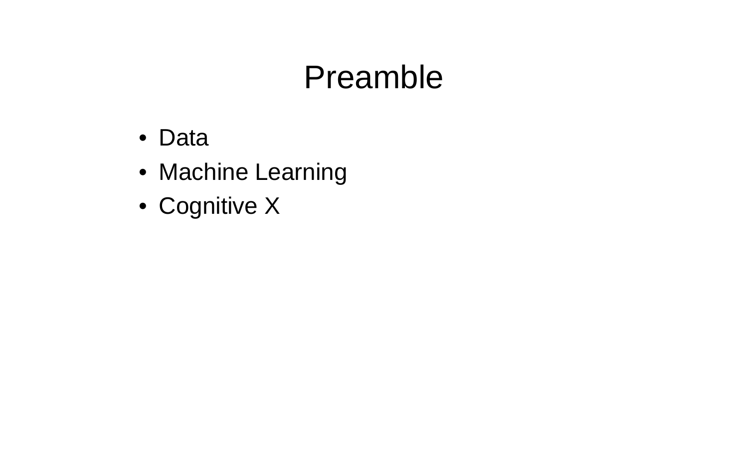# Preamble

- Data
- Machine Learning
- Cognitive X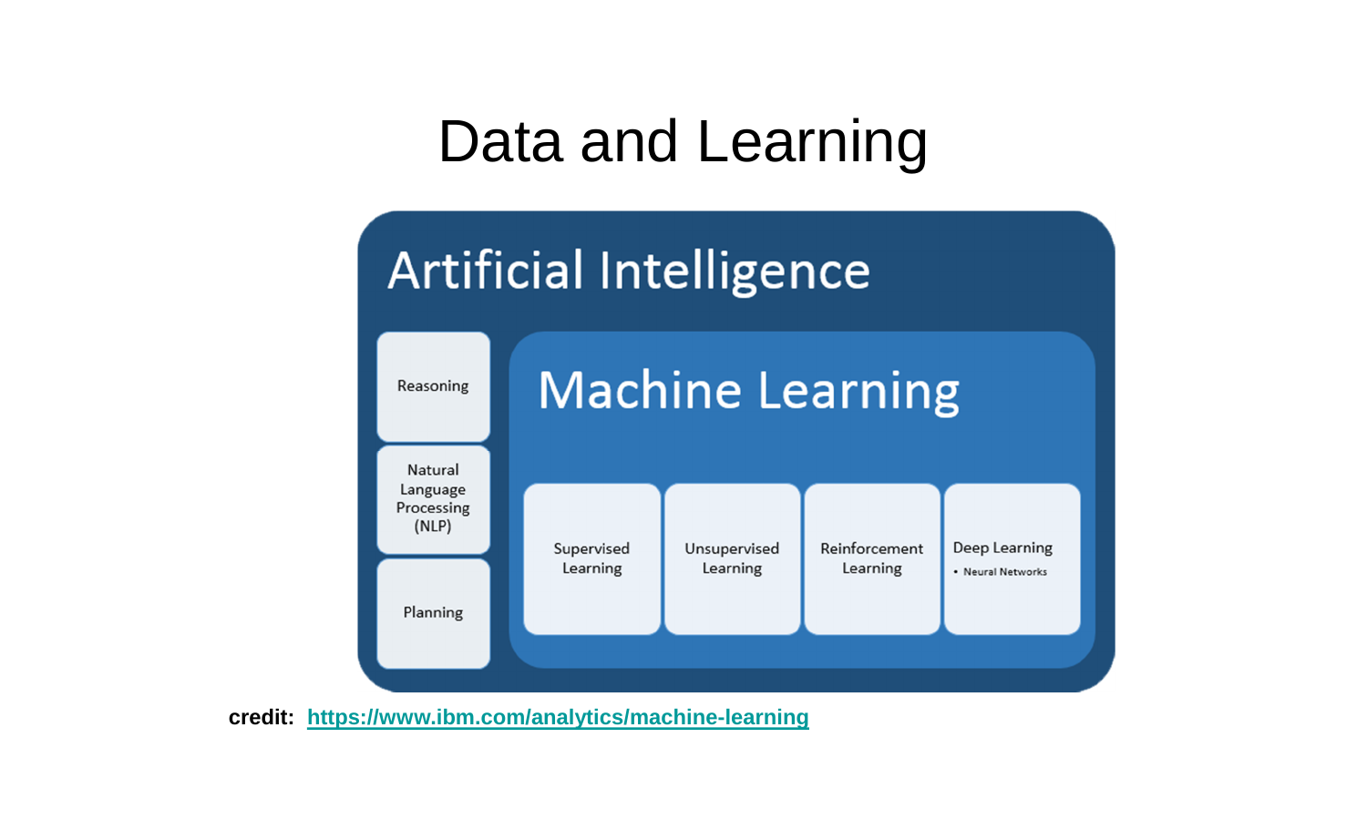# Data and Learning

**Artificial Intelligence**

- Reasoning
- Natural Language Processing (NLP)
- Planning

**Machine Learning**

- Supervised Learning
- Unsupervised Learning
- Reinforcement Learning
- Deep Learning
  - Neural Networks

**credit:** https://www.ibm.com/analytics/machine-learning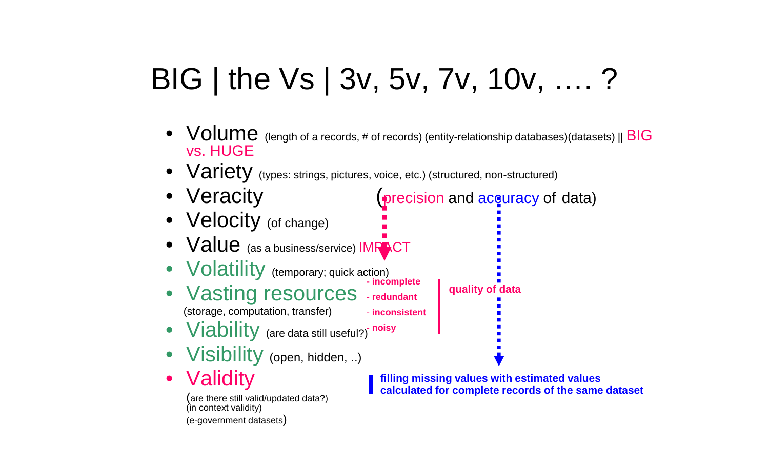# BIG | the Vs | 3v, 5v, 7v, 10v, …. ?

- Volume (length of a records, # of records) (entity-relationship databases)(datasets) || BIG vs. HUGE
- Variety (types: strings, pictures, voice, etc.) (structured, non-structured)
- Veracity (precision and accuracy of data)
- Velocity (of change)
- Value (as a business/service) IMPACT
- Volatility (temporary; quick action)
- Vasting resources (storage, computation, transfer)
- Viability (are data still useful?)
- Visibility (open, hidden, ..)
- Validity (are there still valid/updated data?) (in context validity) (e-government datasets)

**- incomplete**
**- redundant**
**- inconsistent**
**- noisy**

**quality of data**

**filling missing values with estimated values calculated for complete records of the same dataset**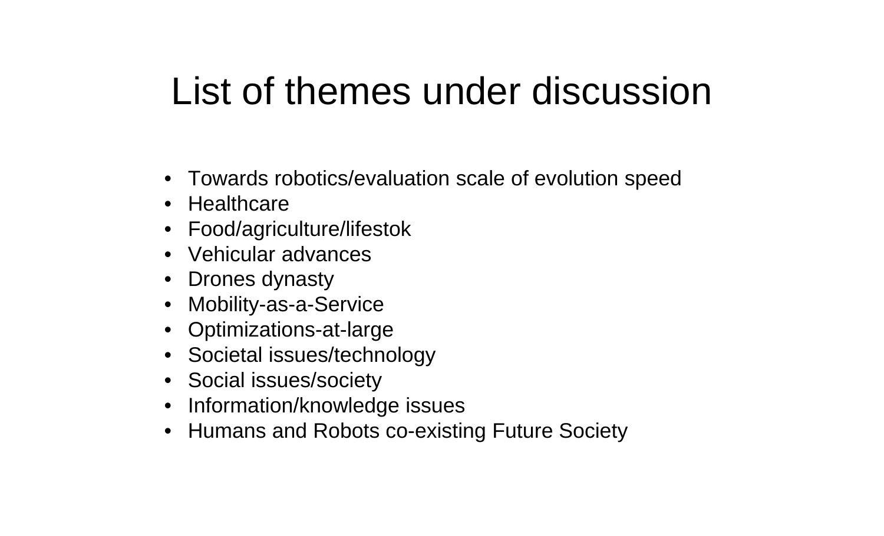# List of themes under discussion

- Towards robotics/evaluation scale of evolution speed
- Healthcare
- Food/agriculture/lifestok
- Vehicular advances
- Drones dynasty
- Mobility-as-a-Service
- Optimizations-at-large
- Societal issues/technology
- Social issues/society
- Information/knowledge issues
- Humans and Robots co-existing Future Society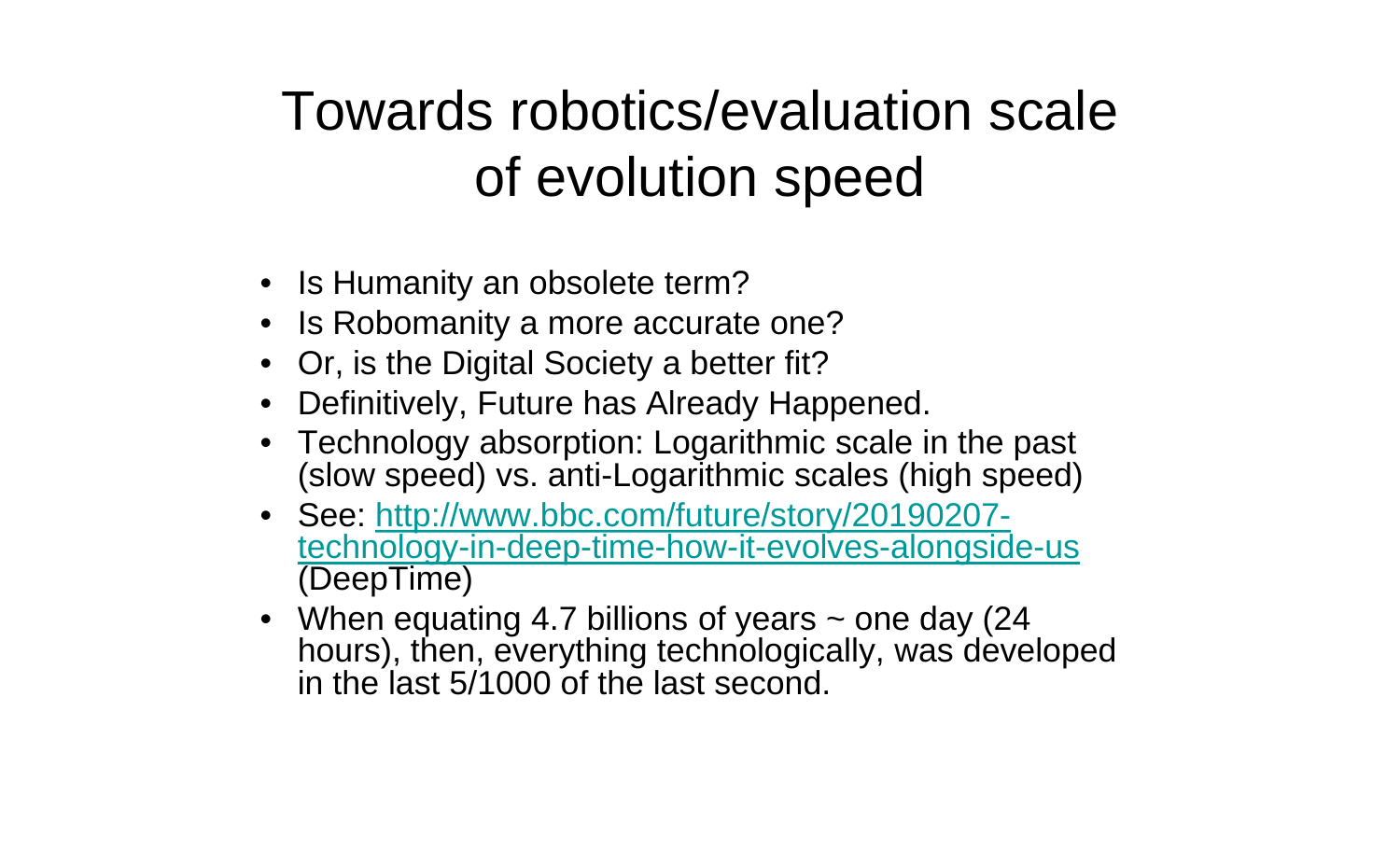# Towards robotics/evaluation scale of evolution speed

- Is Humanity an obsolete term?
- Is Robomanity a more accurate one?
- Or, is the Digital Society a better fit?
- Definitively, Future has Already Happened.
- Technology absorption: Logarithmic scale in the past (slow speed) vs. anti-Logarithmic scales (high speed)
- See: [http://www.bbc.com/future/story/20190207-technology-in-deep-time-how-it-evolves-alongside-us](http://www.bbc.com/future/story/20190207-technology-in-deep-time-how-it-evolves-alongside-us) (DeepTime)
- When equating 4.7 billions of years ~ one day (24 hours), then, everything technologically, was developed in the last 5/1000 of the last second.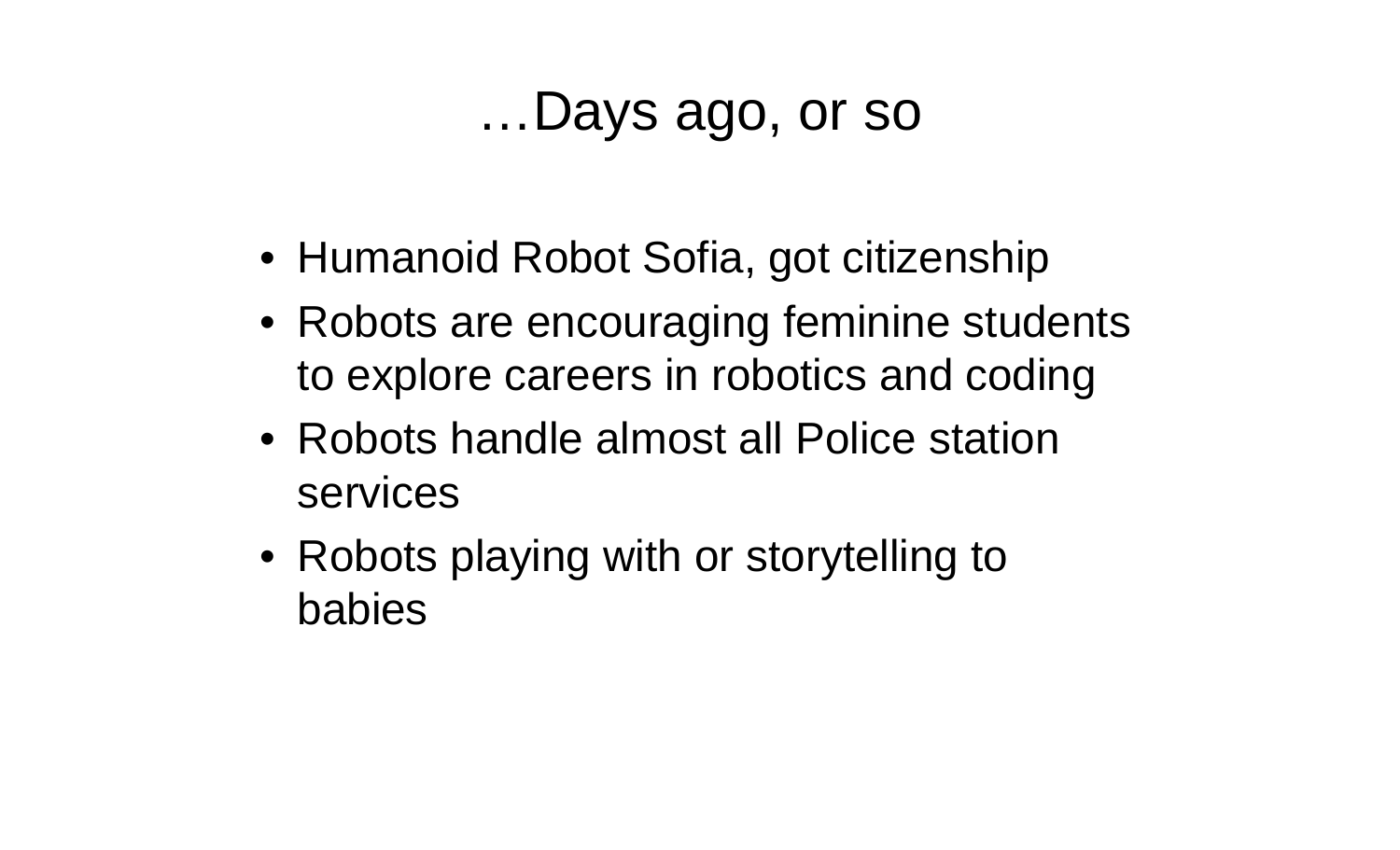# …Days ago, or so

- Humanoid Robot Sofia, got citizenship
- Robots are encouraging feminine students to explore careers in robotics and coding
- Robots handle almost all Police station services
- Robots playing with or storytelling to babies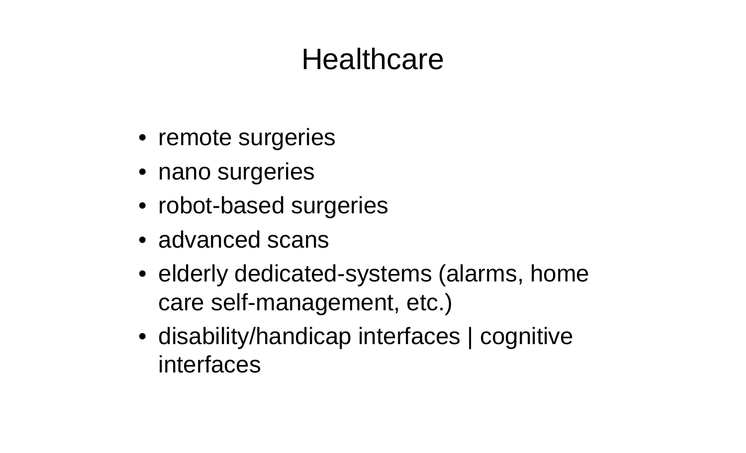# Healthcare

- remote surgeries
- nano surgeries
- robot-based surgeries
- advanced scans
- elderly dedicated-systems (alarms, home care self-management, etc.)
- disability/handicap interfaces | cognitive interfaces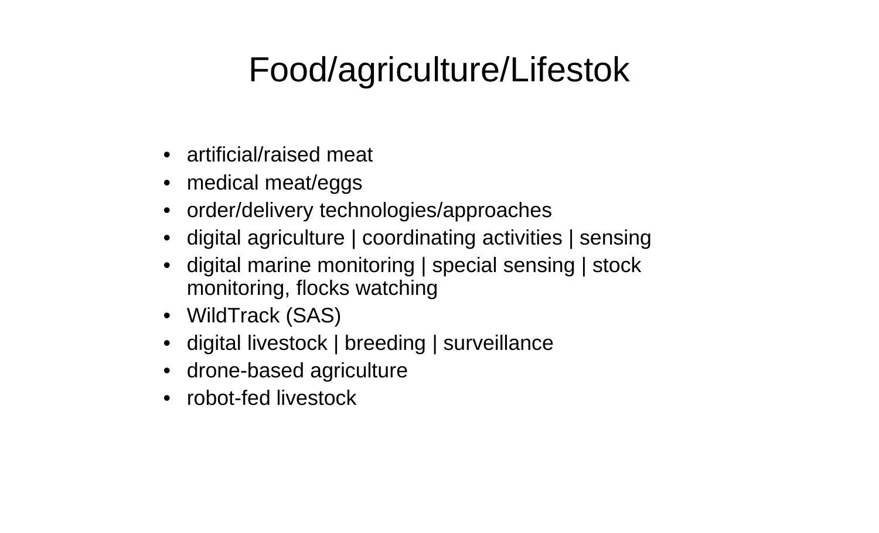# Food/agriculture/Lifestok

- artificial/raised meat
- medical meat/eggs
- order/delivery technologies/approaches
- digital agriculture | coordinating activities | sensing
- digital marine monitoring | special sensing | stock monitoring, flocks watching
- WildTrack (SAS)
- digital livestock | breeding | surveillance
- drone-based agriculture
- robot-fed livestock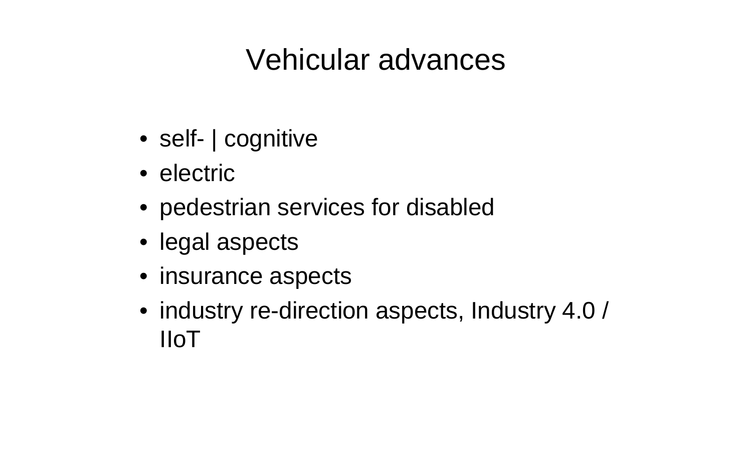# Vehicular advances

- self- | cognitive
- electric
- pedestrian services for disabled
- legal aspects
- insurance aspects
- industry re-direction aspects, Industry 4.0 / IIoT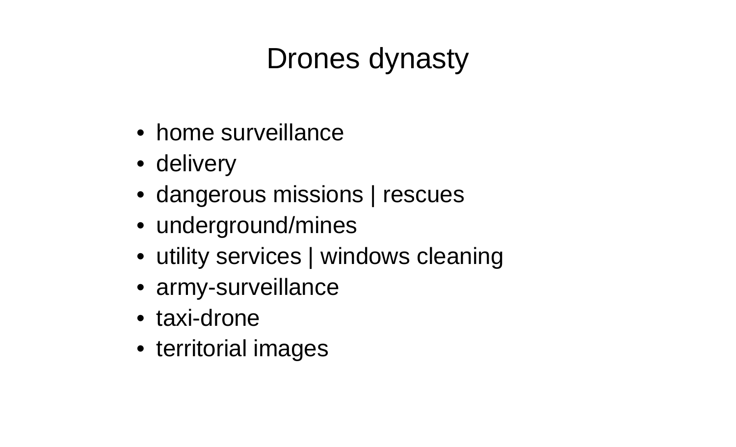# Drones dynasty

- home surveillance
- delivery
- dangerous missions | rescues
- underground/mines
- utility services | windows cleaning
- army-surveillance
- taxi-drone
- territorial images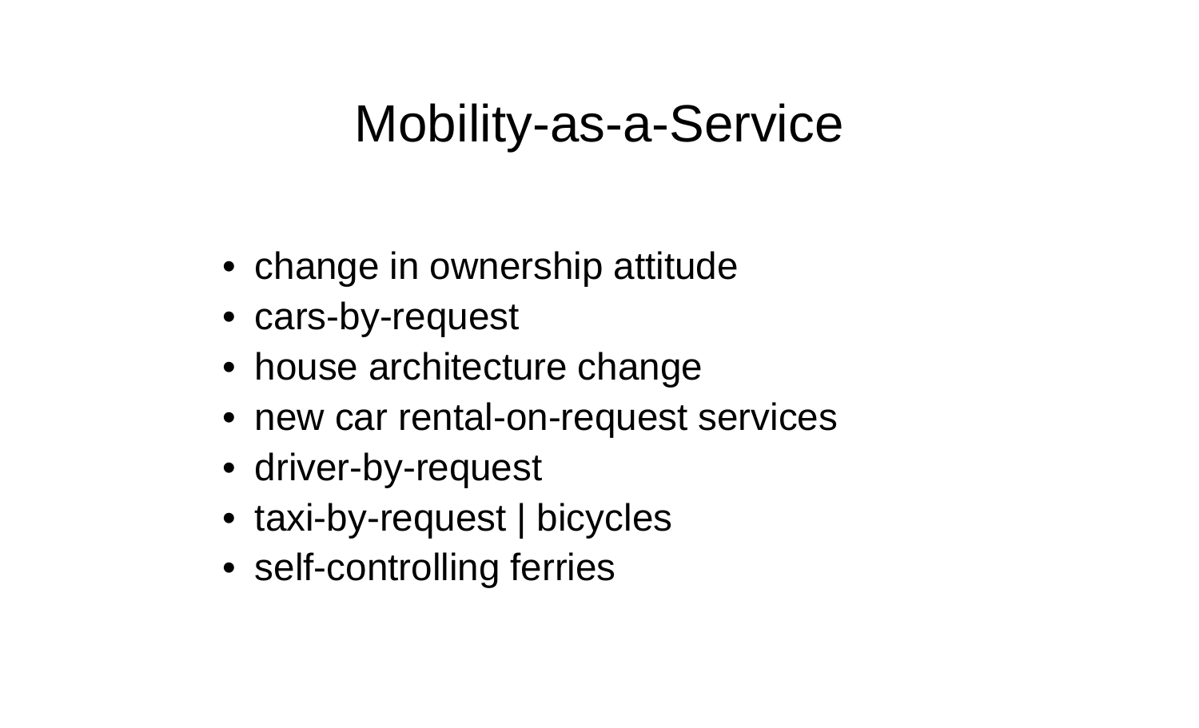# Mobility-as-a-Service

- change in ownership attitude
- cars-by-request
- house architecture change
- new car rental-on-request services
- driver-by-request
- taxi-by-request | bicycles
- self-controlling ferries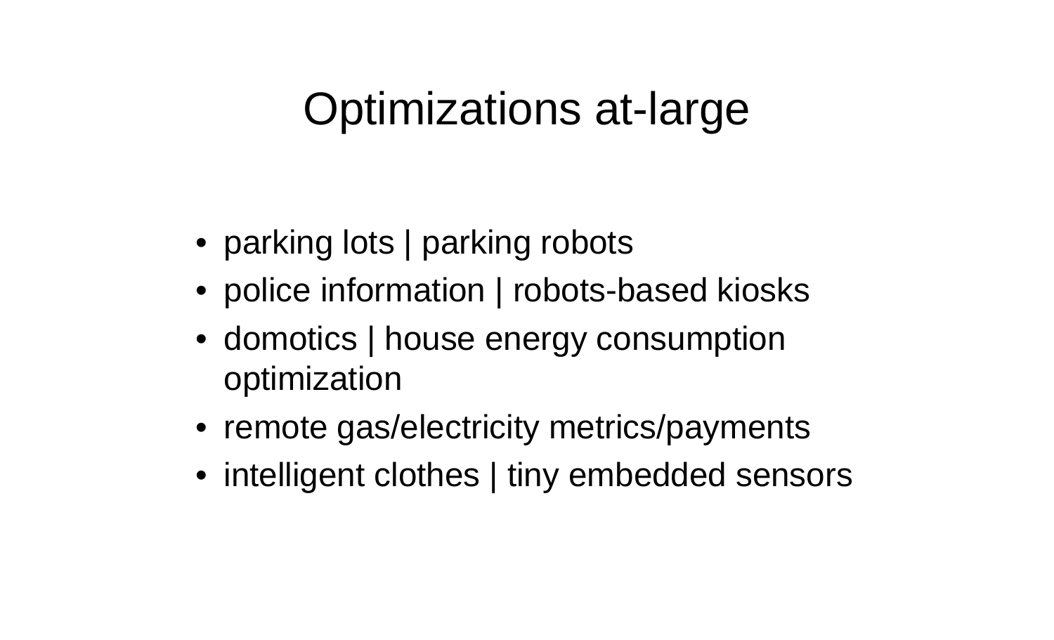# Optimizations at-large

- parking lots | parking robots
- police information | robots-based kiosks
- domotics | house energy consumption optimization
- remote gas/electricity metrics/payments
- intelligent clothes | tiny embedded sensors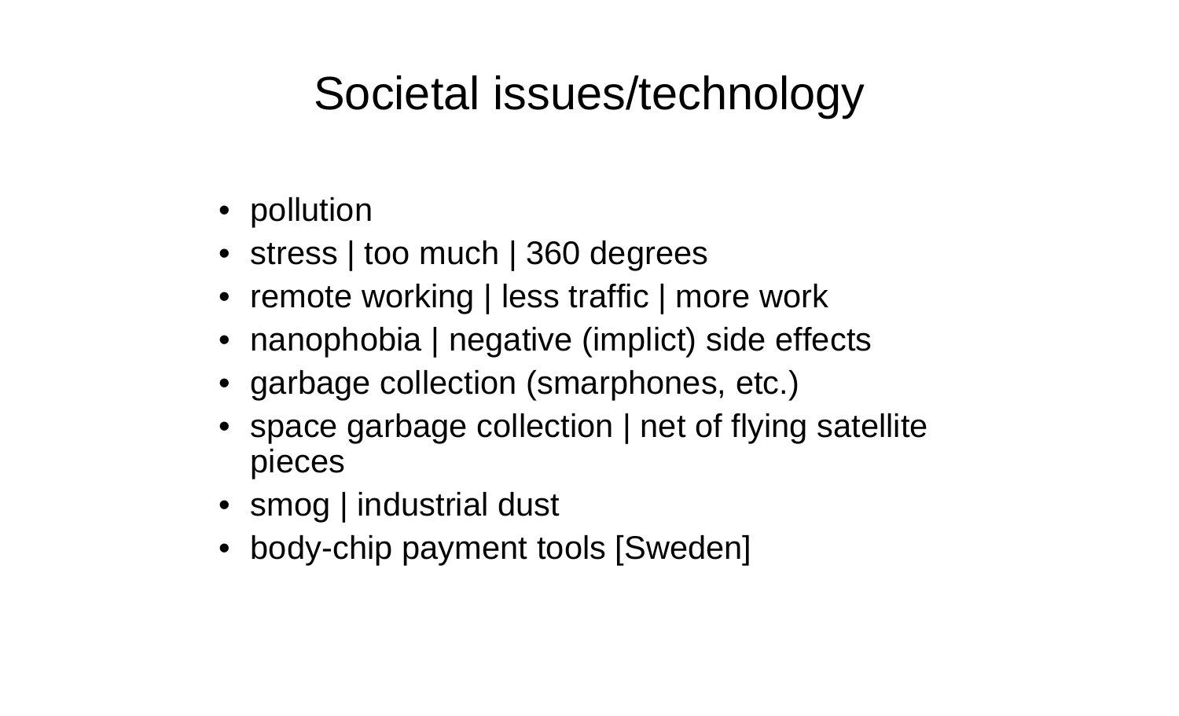# Societal issues/technology

- pollution
- stress | too much | 360 degrees
- remote working | less traffic | more work
- nanophobia | negative (implict) side effects
- garbage collection (smarphones, etc.)
- space garbage collection | net of flying satellite pieces
- smog | industrial dust
- body-chip payment tools [Sweden]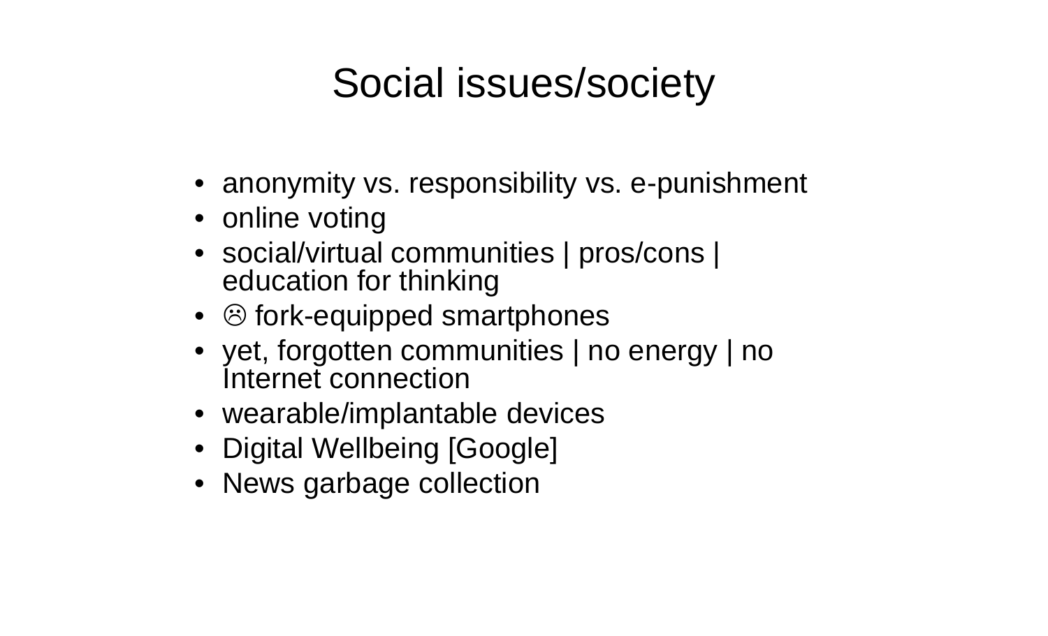# Social issues/society

- anonymity vs. responsibility vs. e-punishment
- online voting
- social/virtual communities | pros/cons | education for thinking
- ☹ fork-equipped smartphones
- yet, forgotten communities | no energy | no Internet connection
- wearable/implantable devices
- Digital Wellbeing [Google]
- News garbage collection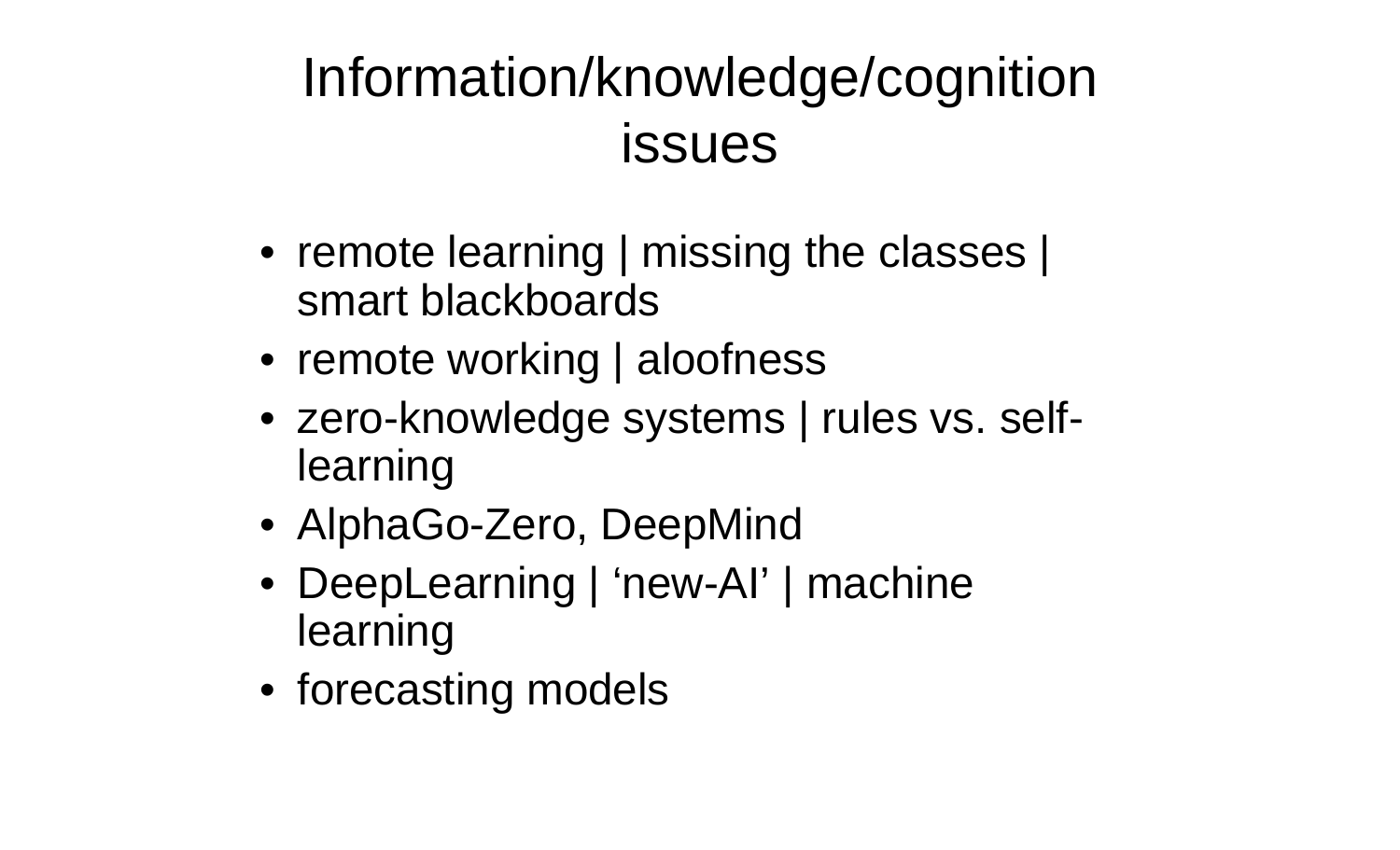# Information/knowledge/cognition issues

- remote learning | missing the classes | smart blackboards
- remote working | aloofness
- zero-knowledge systems | rules vs. self-learning
- AlphaGo-Zero, DeepMind
- DeepLearning | ‘new-AI’ | machine learning
- forecasting models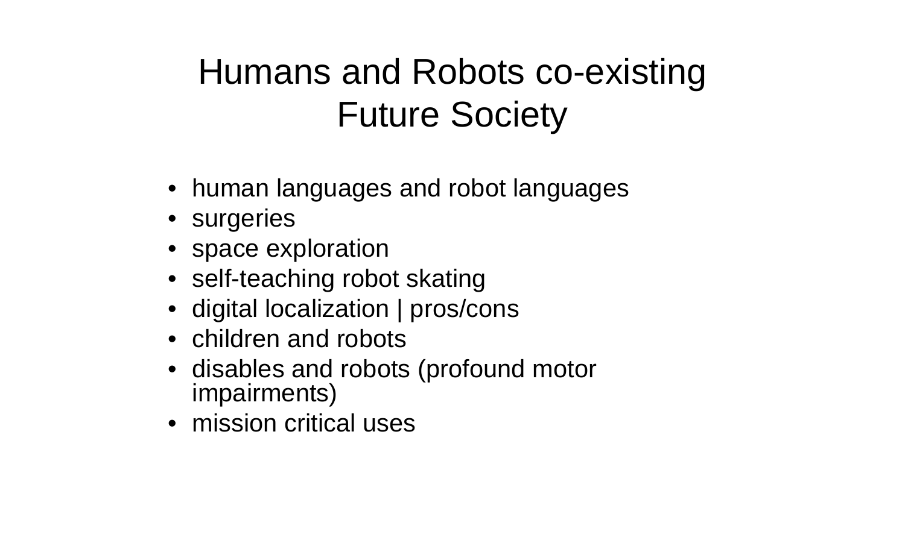# Humans and Robots co-existing Future Society

- human languages and robot languages
- surgeries
- space exploration
- self-teaching robot skating
- digital localization | pros/cons
- children and robots
- disables and robots (profound motor impairments)
- mission critical uses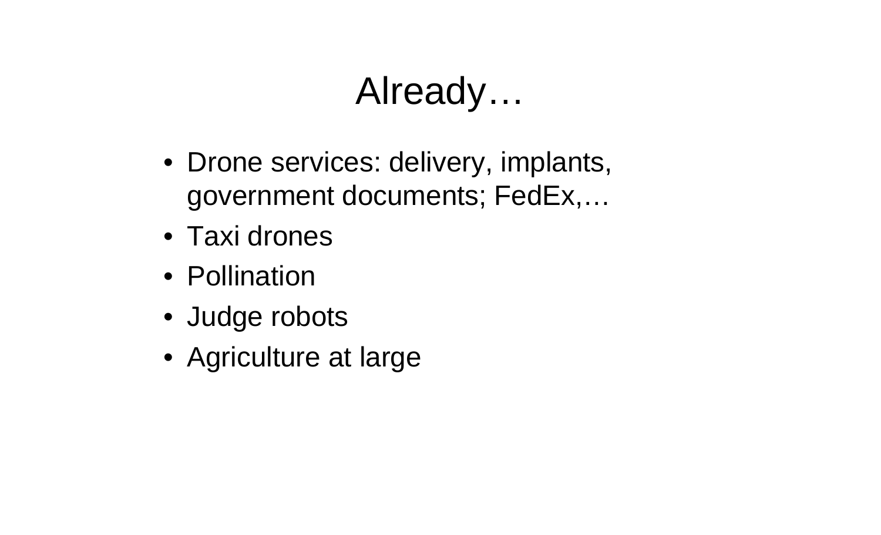# Already…

- Drone services: delivery, implants, government documents; FedEx,…
- Taxi drones
- Pollination
- Judge robots
- Agriculture at large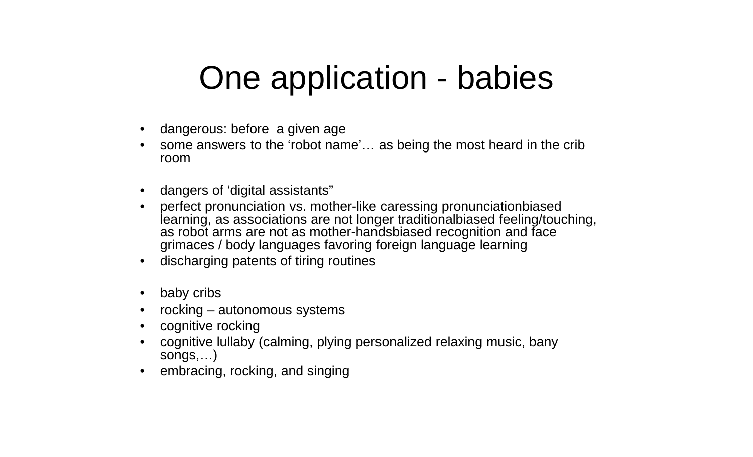# One application - babies

- dangerous: before a given age
- some answers to the ‘robot name’… as being the most heard in the crib room

- dangers of ‘digital assistants”
- perfect pronunciation vs. mother-like caressing pronunciationbiased learning, as associations are not longer traditionalbiased feeling/touching, as robot arms are not as mother-handsbiased recognition and face grimaces / body languages favoring foreign language learning
- discharging patents of tiring routines

- baby cribs
- rocking – autonomous systems
- cognitive rocking
- cognitive lullaby (calming, plying personalized relaxing music, bany songs,…)
- embracing, rocking, and singing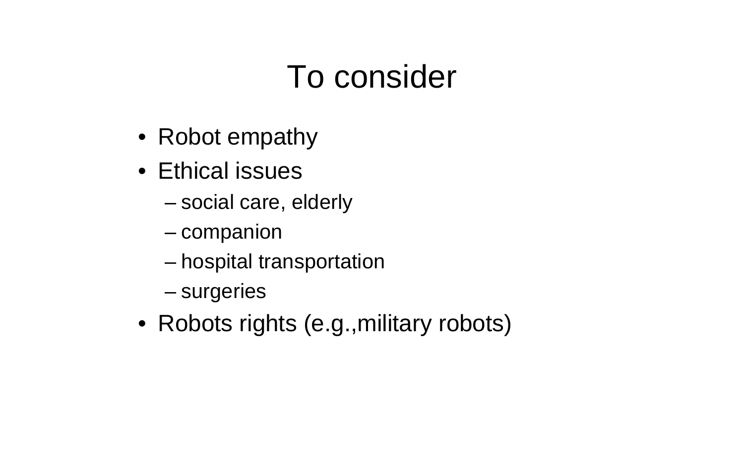# To consider

- Robot empathy
- Ethical issues
  - social care, elderly
  - companion
  - hospital transportation
  - surgeries
- Robots rights (e.g.,military robots)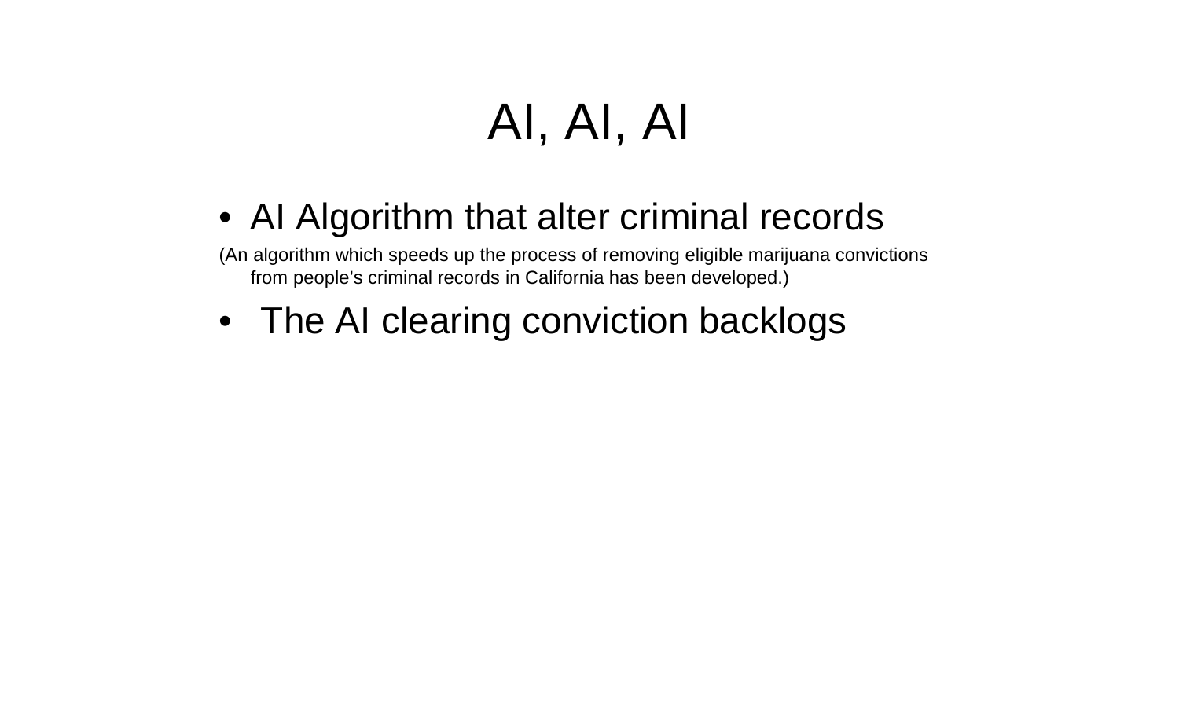# AI, AI, AI

- AI Algorithm that alter criminal records

(An algorithm which speeds up the process of removing eligible marijuana convictions from people's criminal records in California has been developed.)

- The AI clearing conviction backlogs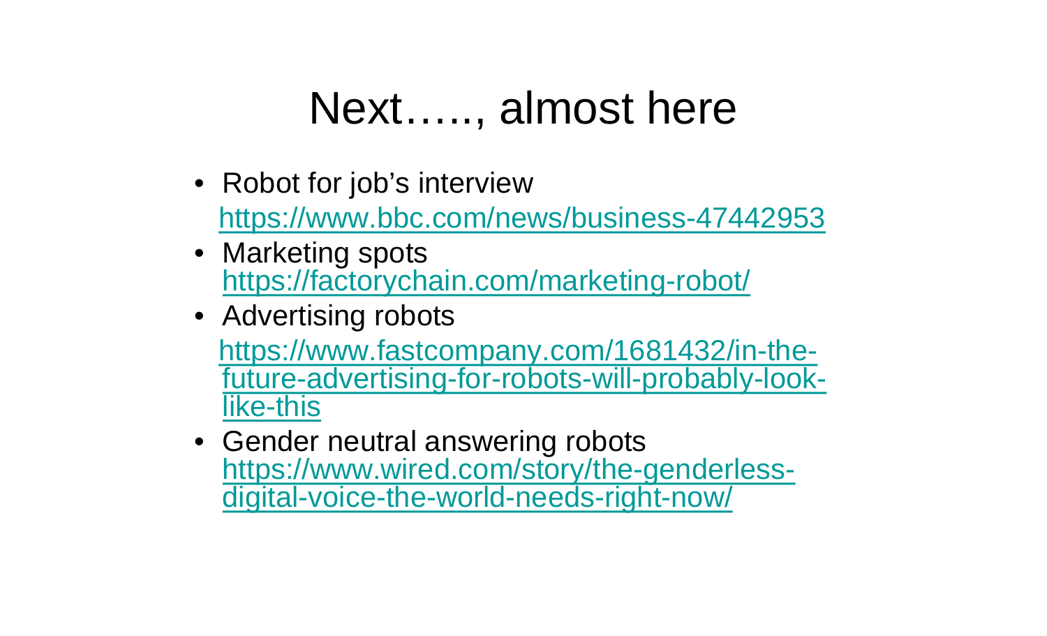# Next….., almost here

- Robot for job's interview
  https://www.bbc.com/news/business-47442953
- Marketing spots
  https://factorychain.com/marketing-robot/
- Advertising robots
  https://www.fastcompany.com/1681432/in-the-future-advertising-for-robots-will-probably-look-like-this
- Gender neutral answering robots
  https://www.wired.com/story/the-genderless-digital-voice-the-world-needs-right-now/